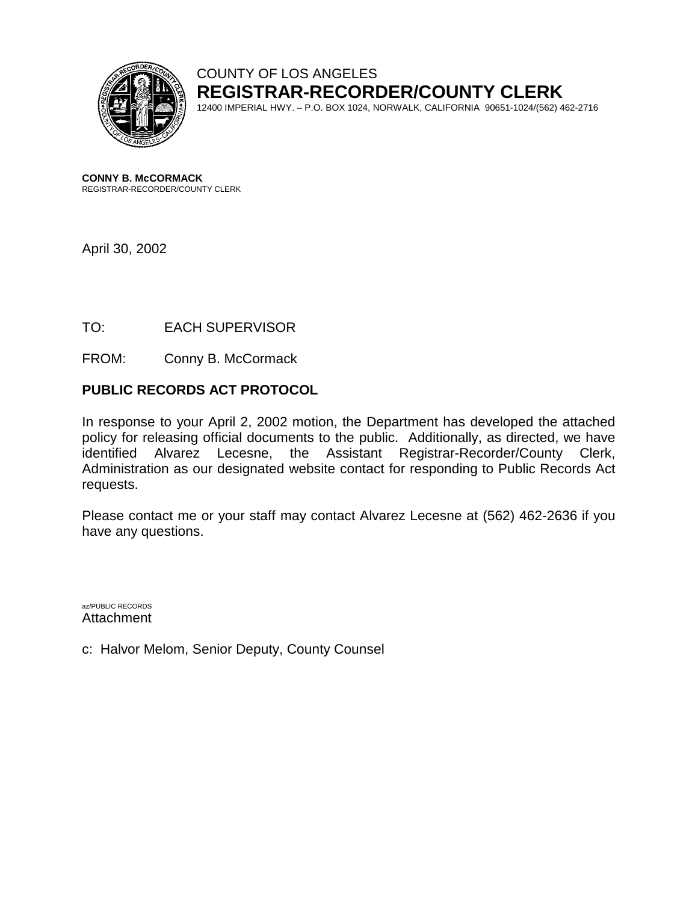COUNTY OF LOS ANGELES

# REGISTRAR-RECORDER/COUNTY CLERK

12400 IMPERIAL HWY. – P.O. BOX 1024, NORWALK, CALIFORNIA 90651-1024/(562) 462-2716

**CONNY B. McCORMACK**
REGISTRAR-RECORDER/COUNTY CLERK

April 30, 2002

TO: EACH SUPERVISOR

FROM: Conny B. McCormack

**PUBLIC RECORDS ACT PROTOCOL**

In response to your April 2, 2002 motion, the Department has developed the attached policy for releasing official documents to the public. Additionally, as directed, we have identified Alvarez Lecesne, the Assistant Registrar-Recorder/County Clerk, Administration as our designated website contact for responding to Public Records Act requests.

Please contact me or your staff may contact Alvarez Lecesne at (562) 462-2636 if you have any questions.

az/PUBLIC RECORDS
Attachment

c: Halvor Melom, Senior Deputy, County Counsel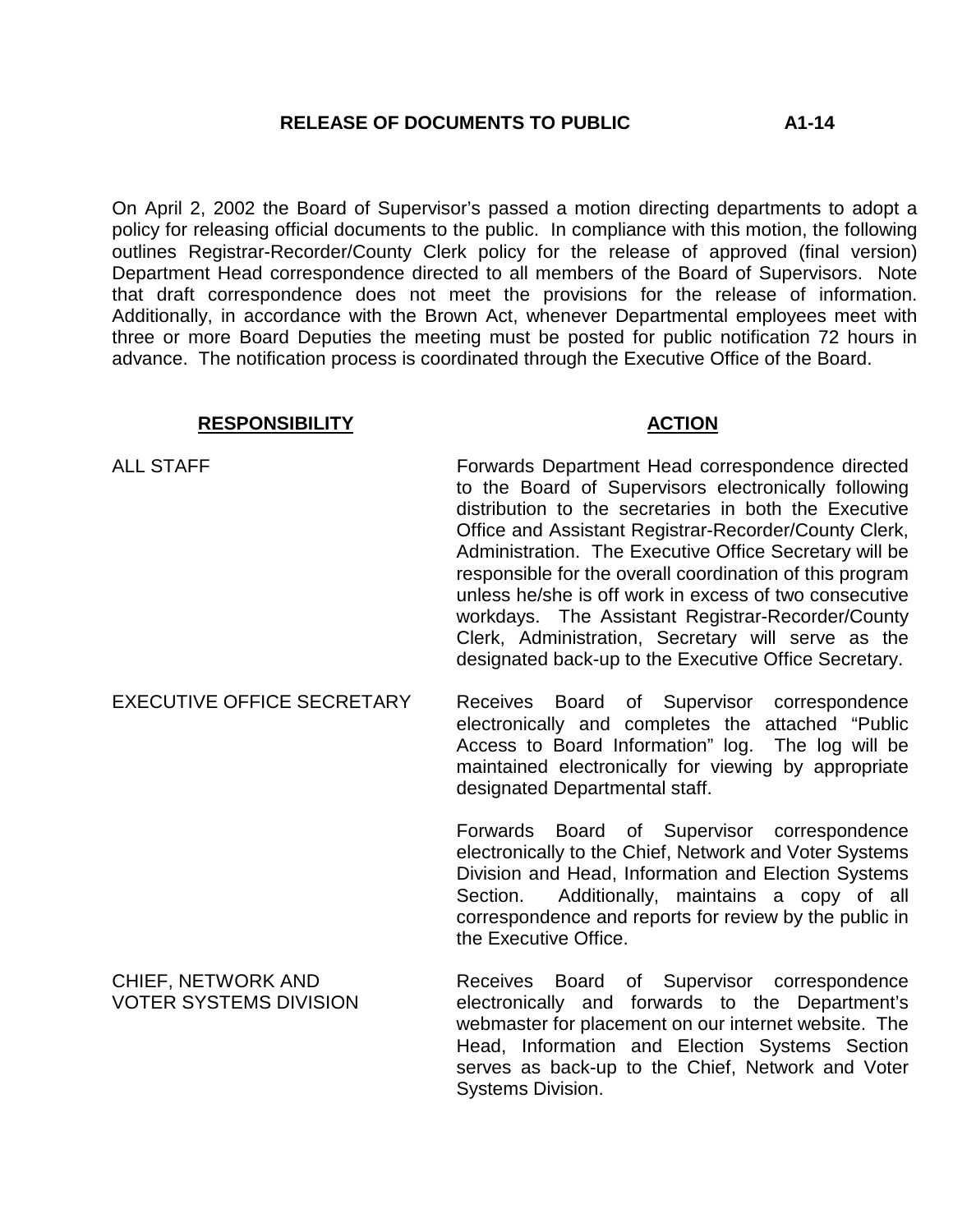## RELEASE OF DOCUMENTS TO PUBLIC A1-14

On April 2, 2002 the Board of Supervisor's passed a motion directing departments to adopt a policy for releasing official documents to the public. In compliance with this motion, the following outlines Registrar-Recorder/County Clerk policy for the release of approved (final version) Department Head correspondence directed to all members of the Board of Supervisors. Note that draft correspondence does not meet the provisions for the release of information. Additionally, in accordance with the Brown Act, whenever Departmental employees meet with three or more Board Deputies the meeting must be posted for public notification 72 hours in advance. The notification process is coordinated through the Executive Office of the Board.

| **RESPONSIBILITY** | **ACTION** |
|---|---|
| ALL STAFF | Forwards Department Head correspondence directed to the Board of Supervisors electronically following distribution to the secretaries in both the Executive Office and Assistant Registrar-Recorder/County Clerk, Administration. The Executive Office Secretary will be responsible for the overall coordination of this program unless he/she is off work in excess of two consecutive workdays. The Assistant Registrar-Recorder/County Clerk, Administration, Secretary will serve as the designated back-up to the Executive Office Secretary. |
| EXECUTIVE OFFICE SECRETARY | Receives Board of Supervisor correspondence electronically and completes the attached "Public Access to Board Information" log. The log will be maintained electronically for viewing by appropriate designated Departmental staff. |
| | Forwards Board of Supervisor correspondence electronically to the Chief, Network and Voter Systems Division and Head, Information and Election Systems Section. Additionally, maintains a copy of all correspondence and reports for review by the public in the Executive Office. |
| CHIEF, NETWORK AND VOTER SYSTEMS DIVISION | Receives Board of Supervisor correspondence electronically and forwards to the Department's webmaster for placement on our internet website. The Head, Information and Election Systems Section serves as back-up to the Chief, Network and Voter Systems Division. |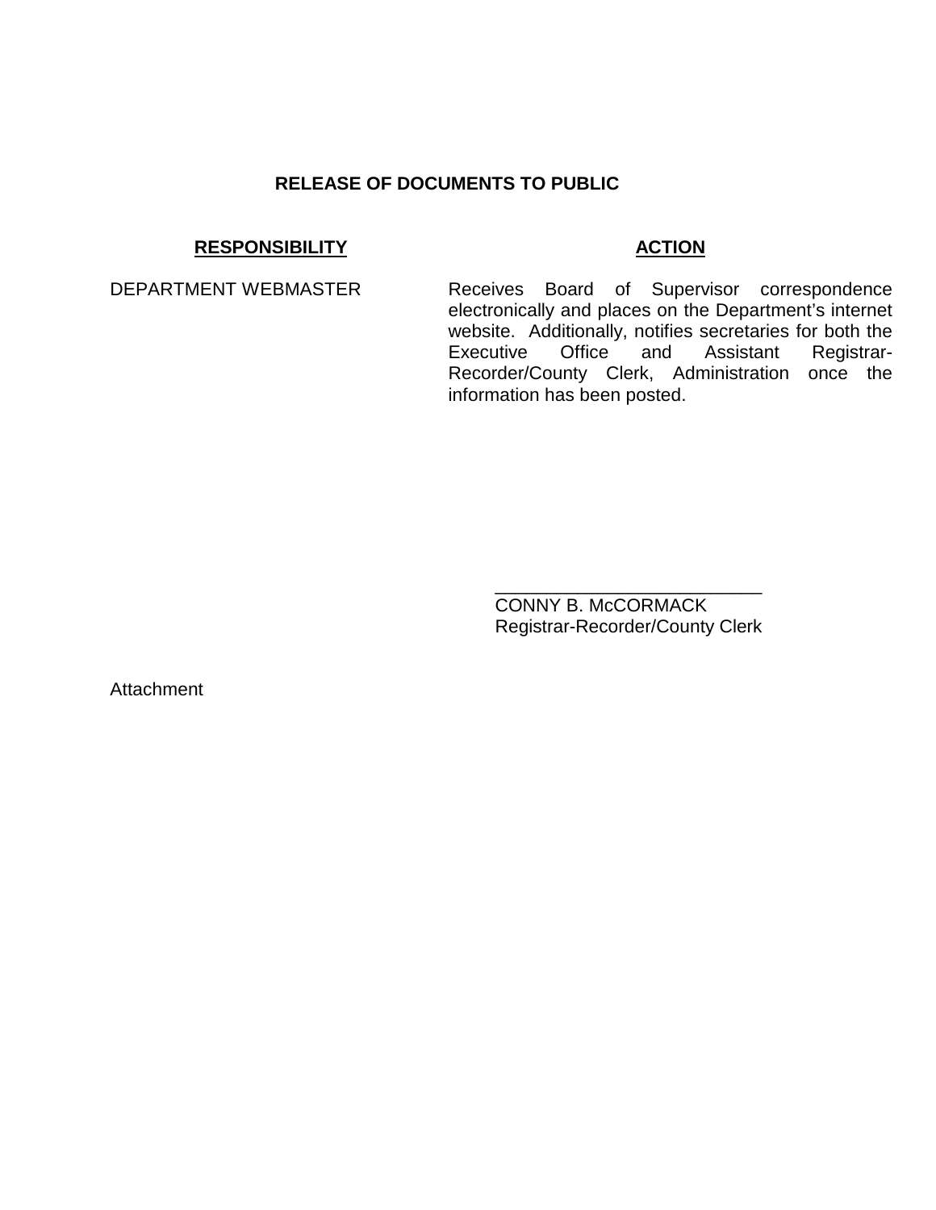**RELEASE OF DOCUMENTS TO PUBLIC**

| **RESPONSIBILITY** | **ACTION** |
|---|---|
| DEPARTMENT WEBMASTER | Receives Board of Supervisor correspondence electronically and places on the Department's internet website. Additionally, notifies secretaries for both the Executive Office and Assistant Registrar-Recorder/County Clerk, Administration once the information has been posted. |

\_\_\_\_\_\_\_\_\_\_\_\_\_\_\_\_\_\_\_\_\_\_\_\_\_\_\_

CONNY B. McCORMACK
Registrar-Recorder/County Clerk

Attachment